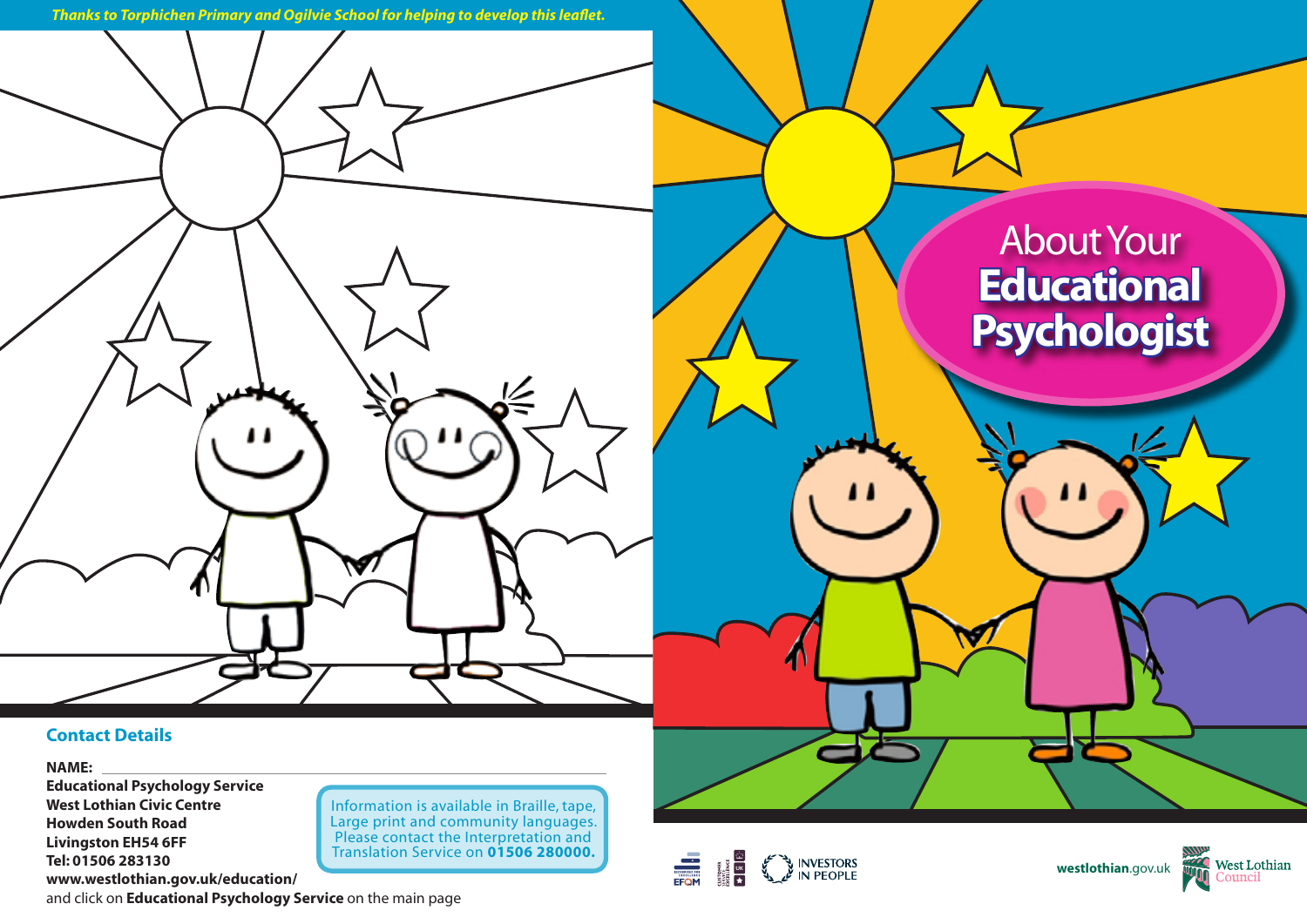*Thanks to Torphichen Primary and Ogilvie School for helping to develop this leaflet.*

## Contact Details

**NAME:** ___________________________

**Educational Psychology Service**
**West Lothian Civic Centre**
**Howden South Road**
**Livingston EH54 6FF**
**Tel: 01506 283130**
**www.westlothian.gov.uk/education/**
and click on **Educational Psychology Service** on the main page

Information is available in Braille, tape, Large print and community languages. Please contact the Interpretation and Translation Service on **01506 280000.**

# About Your **Educational Psychologist**

INVESTORS IN PEOPLE

**westlothian**.gov.uk

West Lothian Council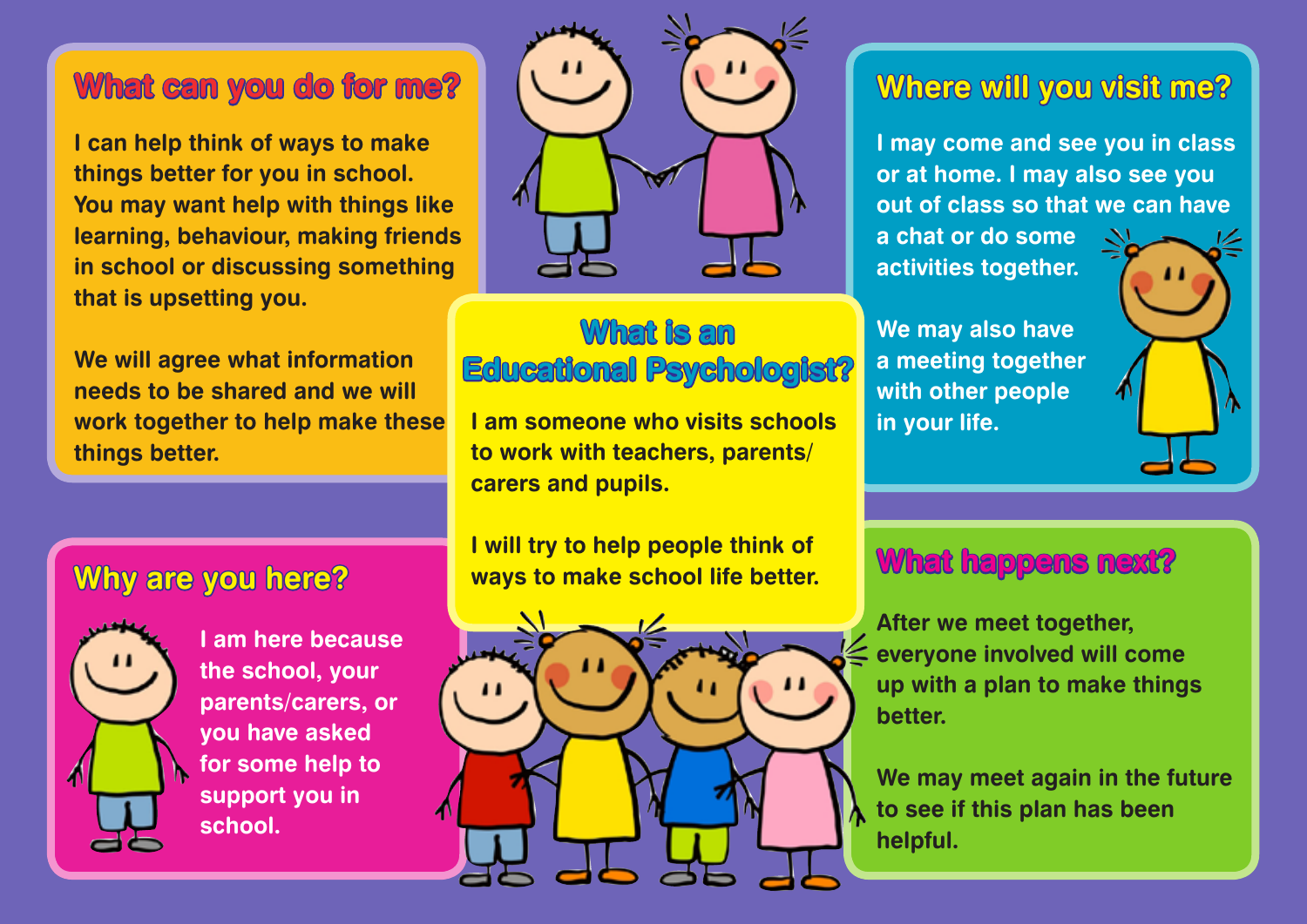## What is an Educational Psychologist?

I am someone who visits schools to work with teachers, parents/ carers and pupils.

I will try to help people think of ways to make school life better.

## What can you do for me?

I can help think of ways to make things better for you in school. You may want help with things like learning, behaviour, making friends in school or discussing something that is upsetting you.

We will agree what information needs to be shared and we will work together to help make these things better.

## Where will you visit me?

I may come and see you in class or at home. I may also see you out of class so that we can have a chat or do some activities together.

We may also have a meeting together with other people in your life.

## Why are you here?

I am here because the school, your parents/carers, or you have asked for some help to support you in school.

## What happens next?

After we meet together, everyone involved will come up with a plan to make things better.

We may meet again in the future to see if this plan has been helpful.